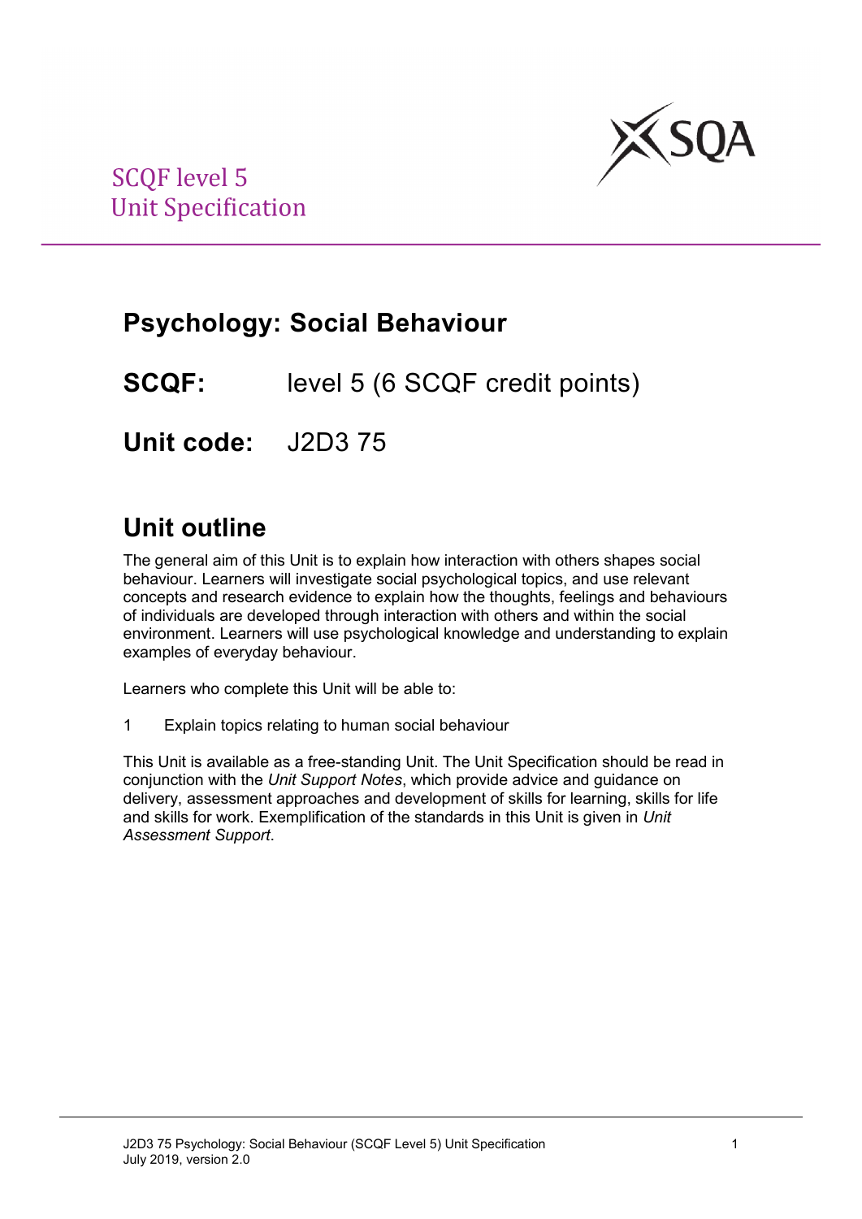SCQF level 5
Unit Specification

# Psychology: Social Behaviour

**SCQF:** level 5 (6 SCQF credit points)

**Unit code:** J2D3 75

## Unit outline

The general aim of this Unit is to explain how interaction with others shapes social behaviour. Learners will investigate social psychological topics, and use relevant concepts and research evidence to explain how the thoughts, feelings and behaviours of individuals are developed through interaction with others and within the social environment. Learners will use psychological knowledge and understanding to explain examples of everyday behaviour.

Learners who complete this Unit will be able to:

1 Explain topics relating to human social behaviour

This Unit is available as a free-standing Unit. The Unit Specification should be read in conjunction with the *Unit Support Notes*, which provide advice and guidance on delivery, assessment approaches and development of skills for learning, skills for life and skills for work. Exemplification of the standards in this Unit is given in *Unit Assessment Support*.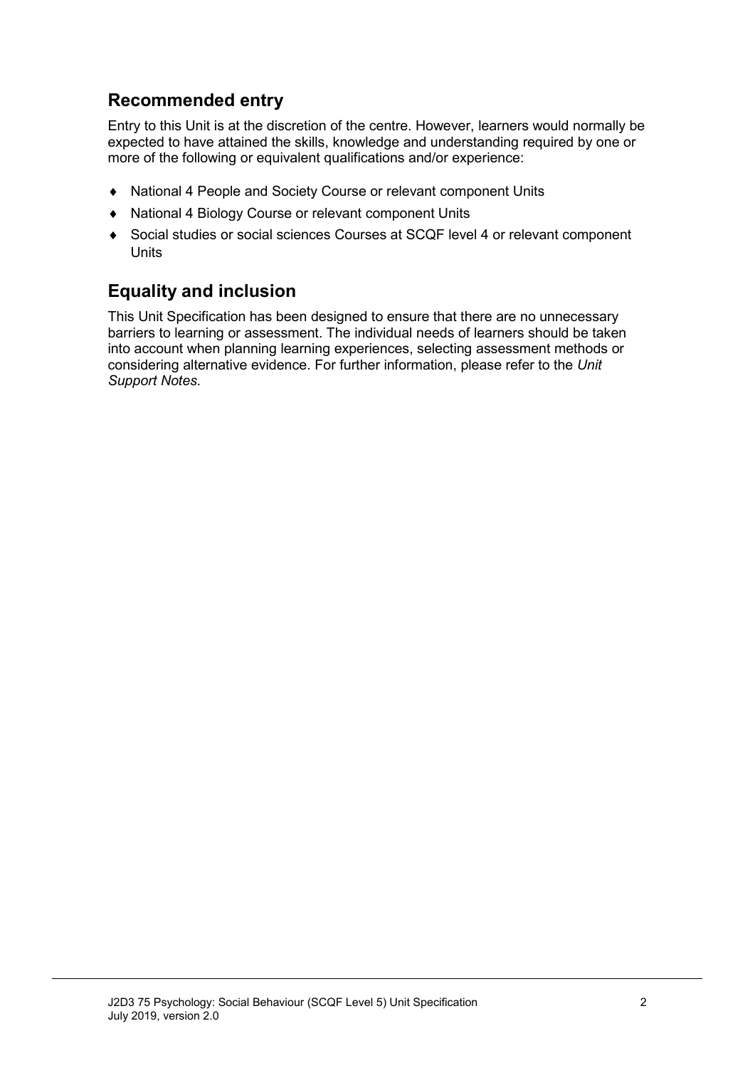## Recommended entry

Entry to this Unit is at the discretion of the centre. However, learners would normally be expected to have attained the skills, knowledge and understanding required by one or more of the following or equivalent qualifications and/or experience:

- National 4 People and Society Course or relevant component Units
- National 4 Biology Course or relevant component Units
- Social studies or social sciences Courses at SCQF level 4 or relevant component Units

## Equality and inclusion

This Unit Specification has been designed to ensure that there are no unnecessary barriers to learning or assessment. The individual needs of learners should be taken into account when planning learning experiences, selecting assessment methods or considering alternative evidence. For further information, please refer to the *Unit Support Notes.*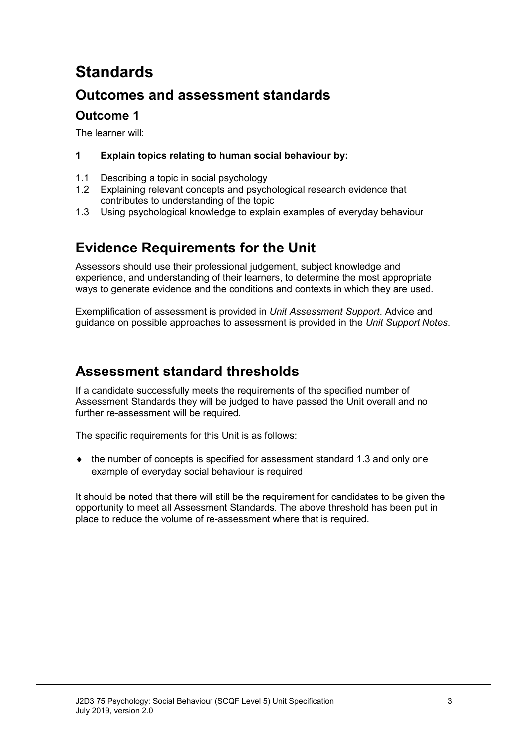# Standards

## Outcomes and assessment standards

### Outcome 1

The learner will:

**1 Explain topics relating to human social behaviour by:**

1.1 Describing a topic in social psychology
1.2 Explaining relevant concepts and psychological research evidence that contributes to understanding of the topic
1.3 Using psychological knowledge to explain examples of everyday behaviour

## Evidence Requirements for the Unit

Assessors should use their professional judgement, subject knowledge and experience, and understanding of their learners, to determine the most appropriate ways to generate evidence and the conditions and contexts in which they are used.

Exemplification of assessment is provided in *Unit Assessment Support*. Advice and guidance on possible approaches to assessment is provided in the *Unit Support Notes*.

## Assessment standard thresholds

If a candidate successfully meets the requirements of the specified number of Assessment Standards they will be judged to have passed the Unit overall and no further re-assessment will be required.

The specific requirements for this Unit is as follows:

- the number of concepts is specified for assessment standard 1.3 and only one example of everyday social behaviour is required

It should be noted that there will still be the requirement for candidates to be given the opportunity to meet all Assessment Standards. The above threshold has been put in place to reduce the volume of re-assessment where that is required.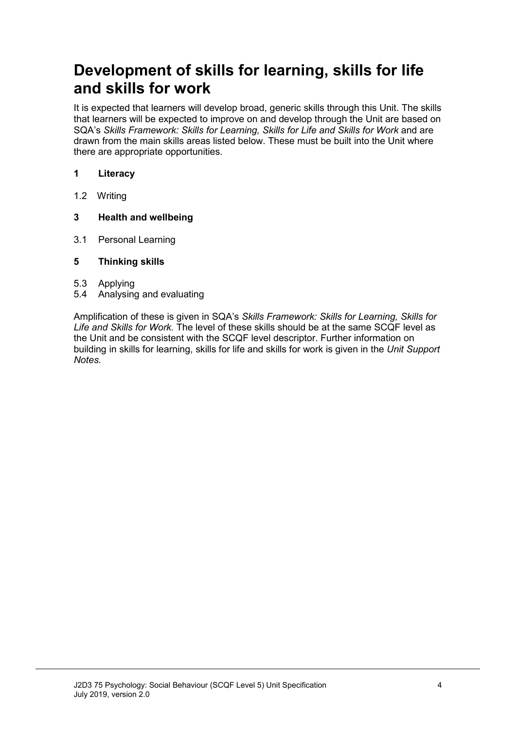# Development of skills for learning, skills for life and skills for work

It is expected that learners will develop broad, generic skills through this Unit. The skills that learners will be expected to improve on and develop through the Unit are based on SQA's *Skills Framework: Skills for Learning, Skills for Life and Skills for Work* and are drawn from the main skills areas listed below. These must be built into the Unit where there are appropriate opportunities.

**1 Literacy**

1.2 Writing

**3 Health and wellbeing**

3.1 Personal Learning

**5 Thinking skills**

5.3 Applying
5.4 Analysing and evaluating

Amplification of these is given in SQA's *Skills Framework: Skills for Learning, Skills for Life and Skills for Work*. The level of these skills should be at the same SCQF level as the Unit and be consistent with the SCQF level descriptor. Further information on building in skills for learning, skills for life and skills for work is given in the *Unit Support Notes.*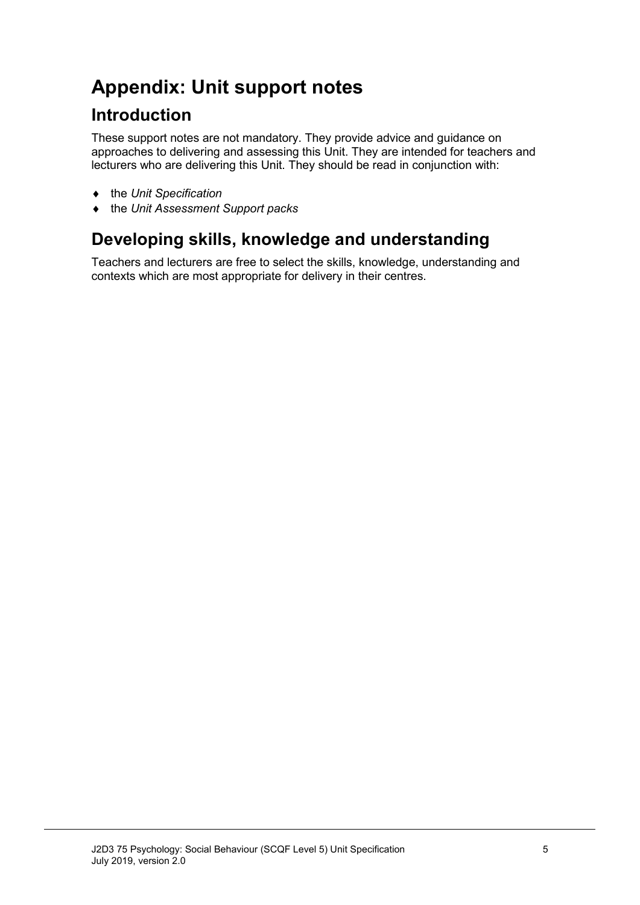# Appendix: Unit support notes

## Introduction

These support notes are not mandatory. They provide advice and guidance on approaches to delivering and assessing this Unit. They are intended for teachers and lecturers who are delivering this Unit. They should be read in conjunction with:

- the *Unit Specification*
- the *Unit Assessment Support packs*

## Developing skills, knowledge and understanding

Teachers and lecturers are free to select the skills, knowledge, understanding and contexts which are most appropriate for delivery in their centres.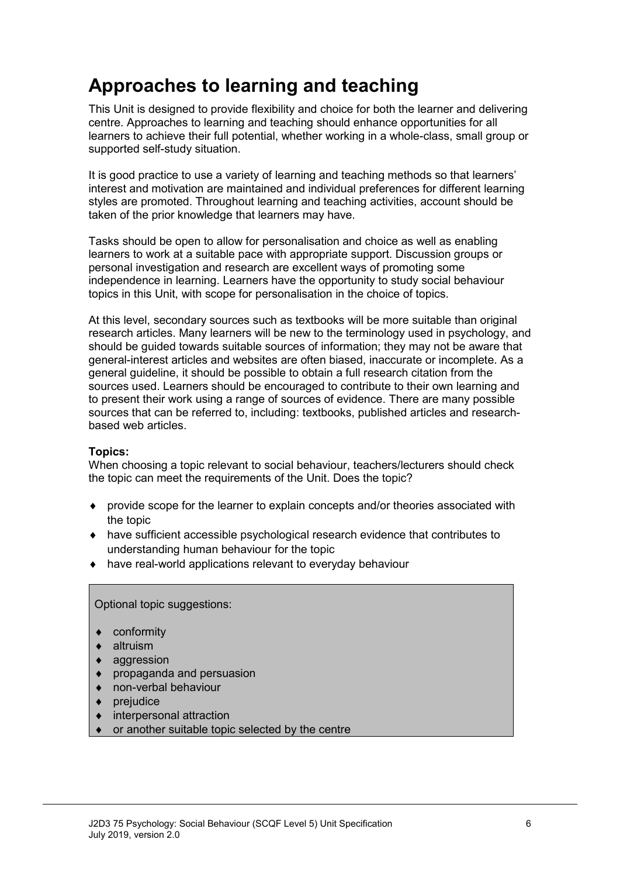# Approaches to learning and teaching

This Unit is designed to provide flexibility and choice for both the learner and delivering centre. Approaches to learning and teaching should enhance opportunities for all learners to achieve their full potential, whether working in a whole-class, small group or supported self-study situation.

It is good practice to use a variety of learning and teaching methods so that learners' interest and motivation are maintained and individual preferences for different learning styles are promoted. Throughout learning and teaching activities, account should be taken of the prior knowledge that learners may have.

Tasks should be open to allow for personalisation and choice as well as enabling learners to work at a suitable pace with appropriate support. Discussion groups or personal investigation and research are excellent ways of promoting some independence in learning. Learners have the opportunity to study social behaviour topics in this Unit, with scope for personalisation in the choice of topics.

At this level, secondary sources such as textbooks will be more suitable than original research articles. Many learners will be new to the terminology used in psychology, and should be guided towards suitable sources of information; they may not be aware that general-interest articles and websites are often biased, inaccurate or incomplete. As a general guideline, it should be possible to obtain a full research citation from the sources used. Learners should be encouraged to contribute to their own learning and to present their work using a range of sources of evidence. There are many possible sources that can be referred to, including: textbooks, published articles and research-based web articles.

**Topics:**
When choosing a topic relevant to social behaviour, teachers/lecturers should check the topic can meet the requirements of the Unit. Does the topic?

- provide scope for the learner to explain concepts and/or theories associated with the topic
- have sufficient accessible psychological research evidence that contributes to understanding human behaviour for the topic
- have real-world applications relevant to everyday behaviour

Optional topic suggestions:

- conformity
- altruism
- aggression
- propaganda and persuasion
- non-verbal behaviour
- prejudice
- interpersonal attraction
- or another suitable topic selected by the centre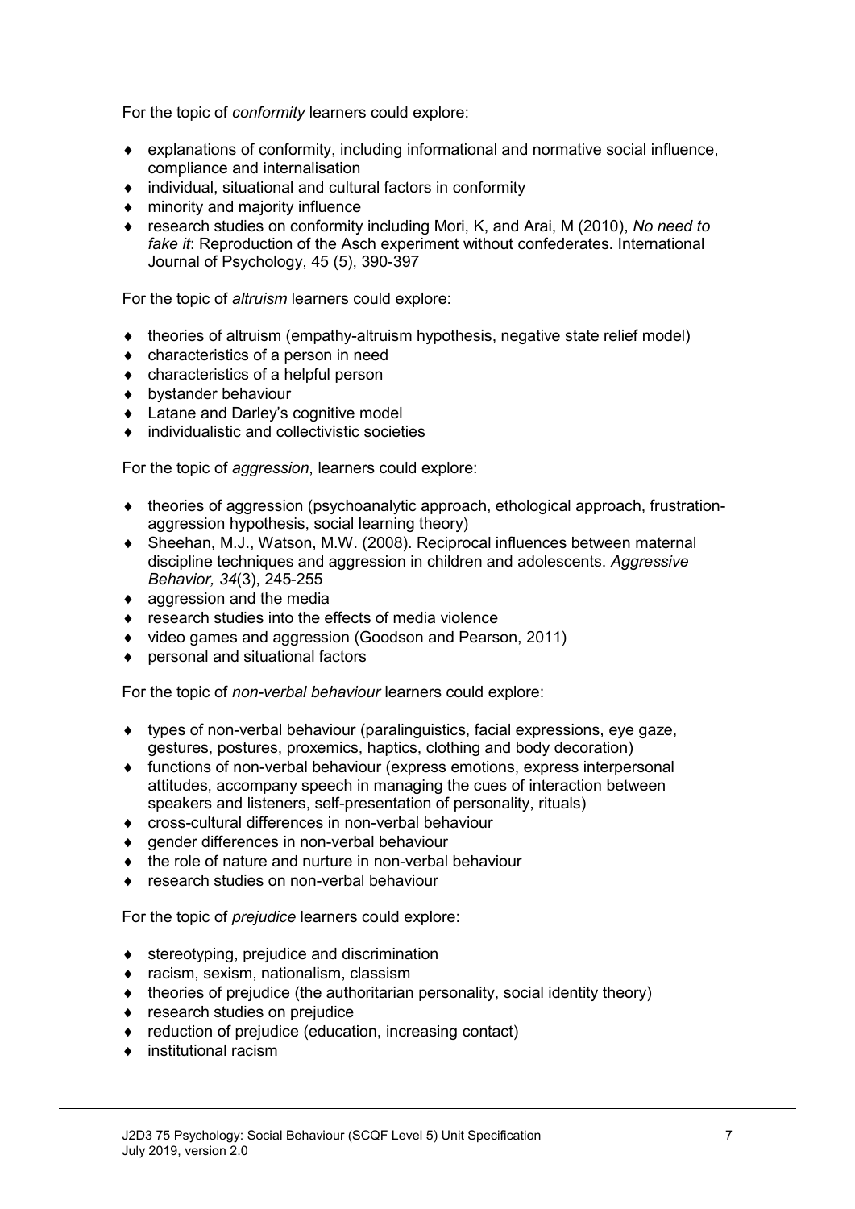For the topic of *conformity* learners could explore:

- explanations of conformity, including informational and normative social influence, compliance and internalisation
- individual, situational and cultural factors in conformity
- minority and majority influence
- research studies on conformity including Mori, K, and Arai, M (2010), *No need to fake it*: Reproduction of the Asch experiment without confederates. International Journal of Psychology, 45 (5), 390-397

For the topic of *altruism* learners could explore:

- theories of altruism (empathy-altruism hypothesis, negative state relief model)
- characteristics of a person in need
- characteristics of a helpful person
- bystander behaviour
- Latane and Darley's cognitive model
- individualistic and collectivistic societies

For the topic of *aggression*, learners could explore:

- theories of aggression (psychoanalytic approach, ethological approach, frustration-aggression hypothesis, social learning theory)
- Sheehan, M.J., Watson, M.W. (2008). Reciprocal influences between maternal discipline techniques and aggression in children and adolescents. *Aggressive Behavior, 34*(3), 245-255
- aggression and the media
- research studies into the effects of media violence
- video games and aggression (Goodson and Pearson, 2011)
- personal and situational factors

For the topic of *non-verbal behaviour* learners could explore:

- types of non-verbal behaviour (paralinguistics, facial expressions, eye gaze, gestures, postures, proxemics, haptics, clothing and body decoration)
- functions of non-verbal behaviour (express emotions, express interpersonal attitudes, accompany speech in managing the cues of interaction between speakers and listeners, self-presentation of personality, rituals)
- cross-cultural differences in non-verbal behaviour
- gender differences in non-verbal behaviour
- the role of nature and nurture in non-verbal behaviour
- research studies on non-verbal behaviour

For the topic of *prejudice* learners could explore:

- stereotyping, prejudice and discrimination
- racism, sexism, nationalism, classism
- theories of prejudice (the authoritarian personality, social identity theory)
- research studies on prejudice
- reduction of prejudice (education, increasing contact)
- institutional racism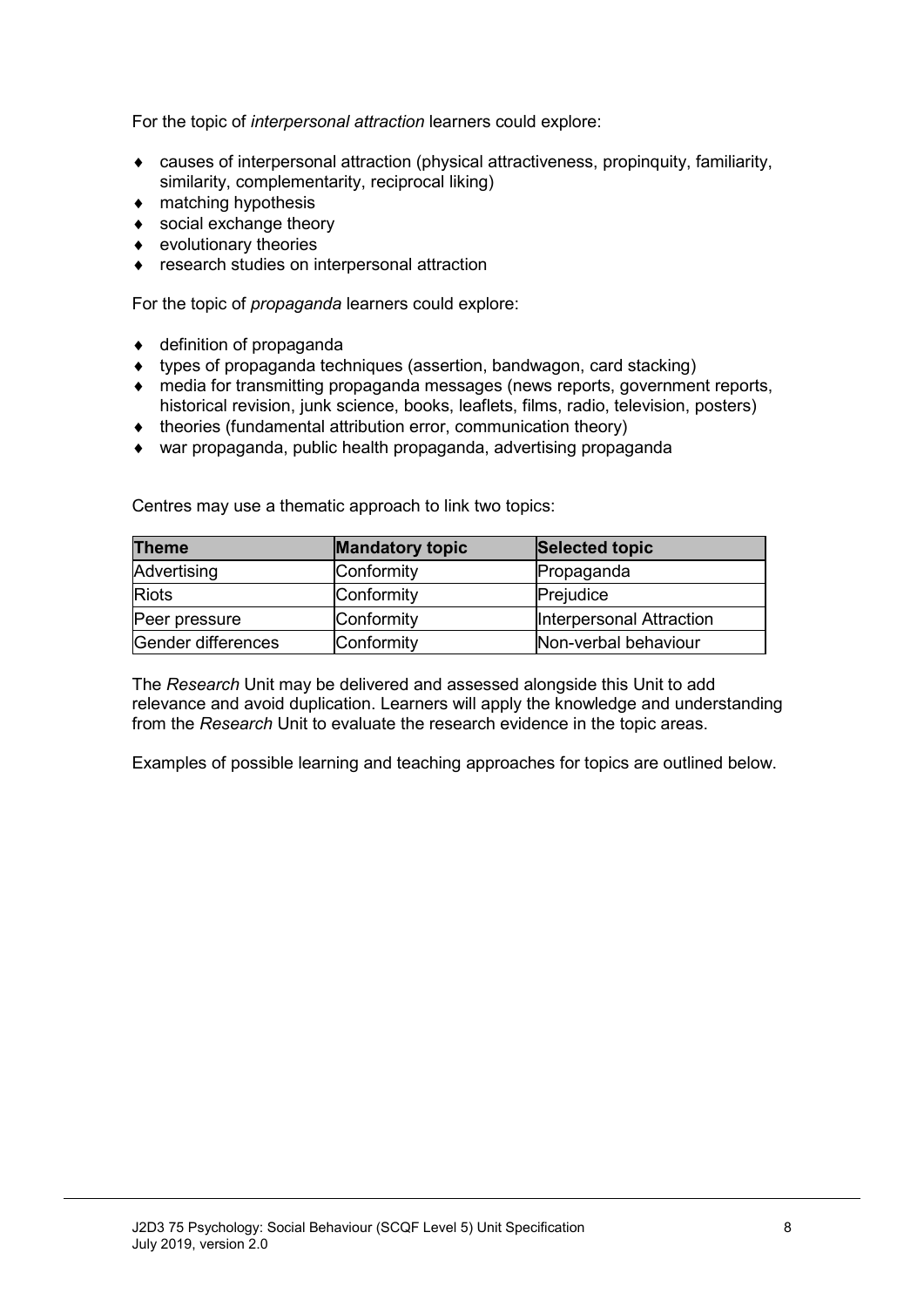For the topic of *interpersonal attraction* learners could explore:

- causes of interpersonal attraction (physical attractiveness, propinquity, familiarity, similarity, complementarity, reciprocal liking)
- matching hypothesis
- social exchange theory
- evolutionary theories
- research studies on interpersonal attraction

For the topic of *propaganda* learners could explore:

- definition of propaganda
- types of propaganda techniques (assertion, bandwagon, card stacking)
- media for transmitting propaganda messages (news reports, government reports, historical revision, junk science, books, leaflets, films, radio, television, posters)
- theories (fundamental attribution error, communication theory)
- war propaganda, public health propaganda, advertising propaganda

Centres may use a thematic approach to link two topics:

| Theme | Mandatory topic | Selected topic |
|---|---|---|
| Advertising | Conformity | Propaganda |
| Riots | Conformity | Prejudice |
| Peer pressure | Conformity | Interpersonal Attraction |
| Gender differences | Conformity | Non-verbal behaviour |

The *Research* Unit may be delivered and assessed alongside this Unit to add relevance and avoid duplication. Learners will apply the knowledge and understanding from the *Research* Unit to evaluate the research evidence in the topic areas.

Examples of possible learning and teaching approaches for topics are outlined below.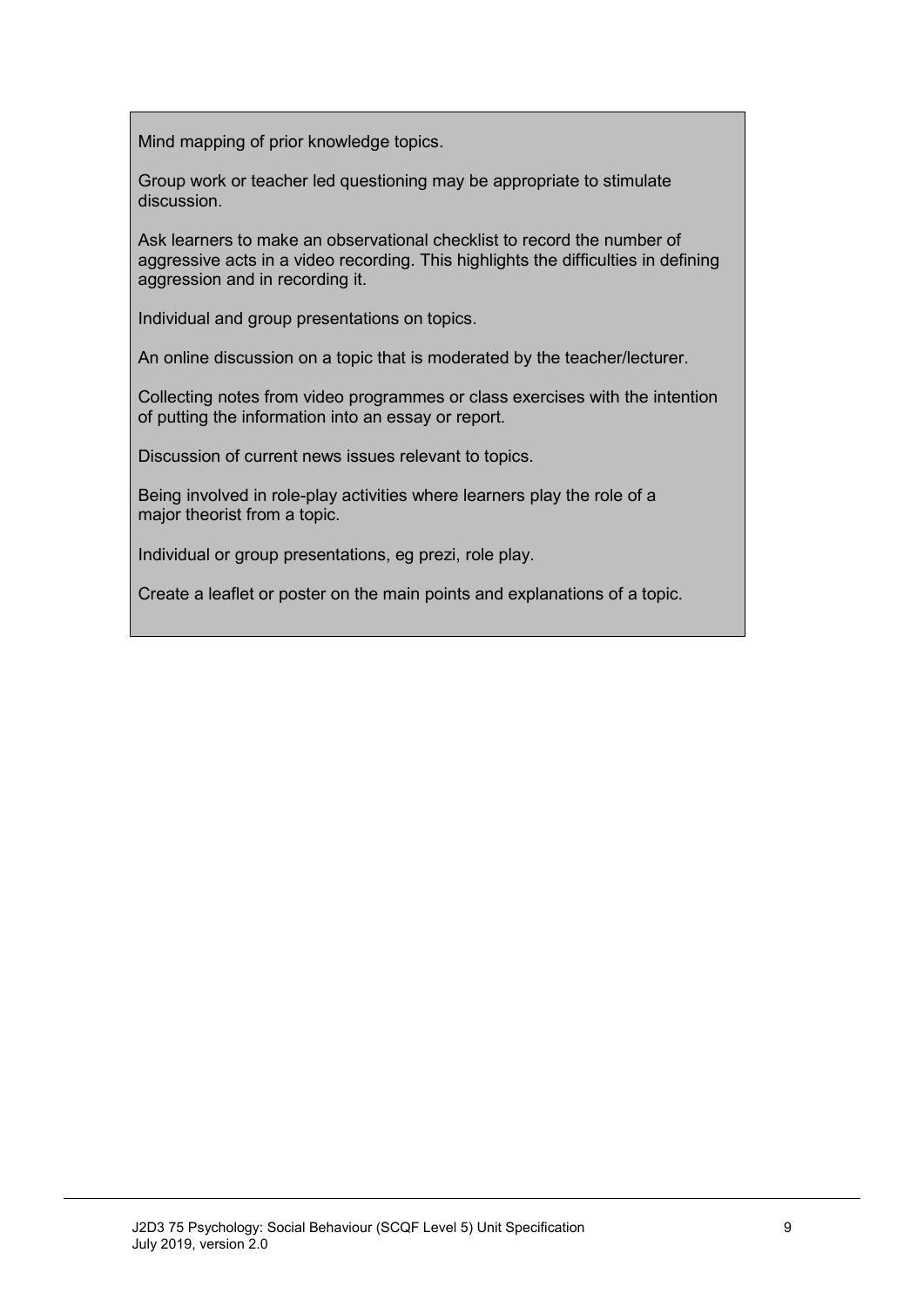Mind mapping of prior knowledge topics.

Group work or teacher led questioning may be appropriate to stimulate discussion.

Ask learners to make an observational checklist to record the number of aggressive acts in a video recording. This highlights the difficulties in defining aggression and in recording it.

Individual and group presentations on topics.

An online discussion on a topic that is moderated by the teacher/lecturer.

Collecting notes from video programmes or class exercises with the intention of putting the information into an essay or report.

Discussion of current news issues relevant to topics.

Being involved in role-play activities where learners play the role of a major theorist from a topic.

Individual or group presentations, eg prezi, role play.

Create a leaflet or poster on the main points and explanations of a topic.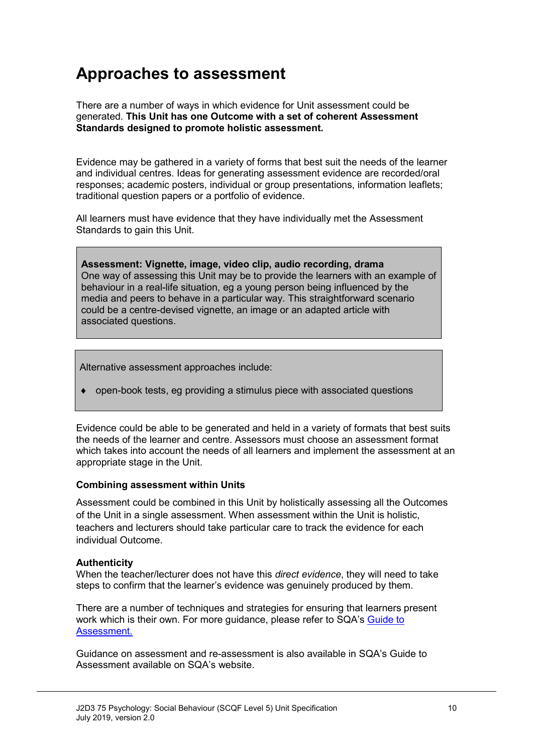# Approaches to assessment

There are a number of ways in which evidence for Unit assessment could be generated. **This Unit has one Outcome with a set of coherent Assessment Standards designed to promote holistic assessment.**

Evidence may be gathered in a variety of forms that best suit the needs of the learner and individual centres. Ideas for generating assessment evidence are recorded/oral responses; academic posters, individual or group presentations, information leaflets; traditional question papers or a portfolio of evidence.

All learners must have evidence that they have individually met the Assessment Standards to gain this Unit.

**Assessment: Vignette, image, video clip, audio recording, drama**
One way of assessing this Unit may be to provide the learners with an example of behaviour in a real-life situation, eg a young person being influenced by the media and peers to behave in a particular way. This straightforward scenario could be a centre-devised vignette, an image or an adapted article with associated questions.

Alternative assessment approaches include:

- open-book tests, eg providing a stimulus piece with associated questions

Evidence could be able to be generated and held in a variety of formats that best suits the needs of the learner and centre. Assessors must choose an assessment format which takes into account the needs of all learners and implement the assessment at an appropriate stage in the Unit.

### Combining assessment within Units

Assessment could be combined in this Unit by holistically assessing all the Outcomes of the Unit in a single assessment. When assessment within the Unit is holistic, teachers and lecturers should take particular care to track the evidence for each individual Outcome.

### Authenticity

When the teacher/lecturer does not have this *direct evidence*, they will need to take steps to confirm that the learner's evidence was genuinely produced by them.

There are a number of techniques and strategies for ensuring that learners present work which is their own. For more guidance, please refer to SQA's Guide to Assessment.

Guidance on assessment and re-assessment is also available in SQA's Guide to Assessment available on SQA's website.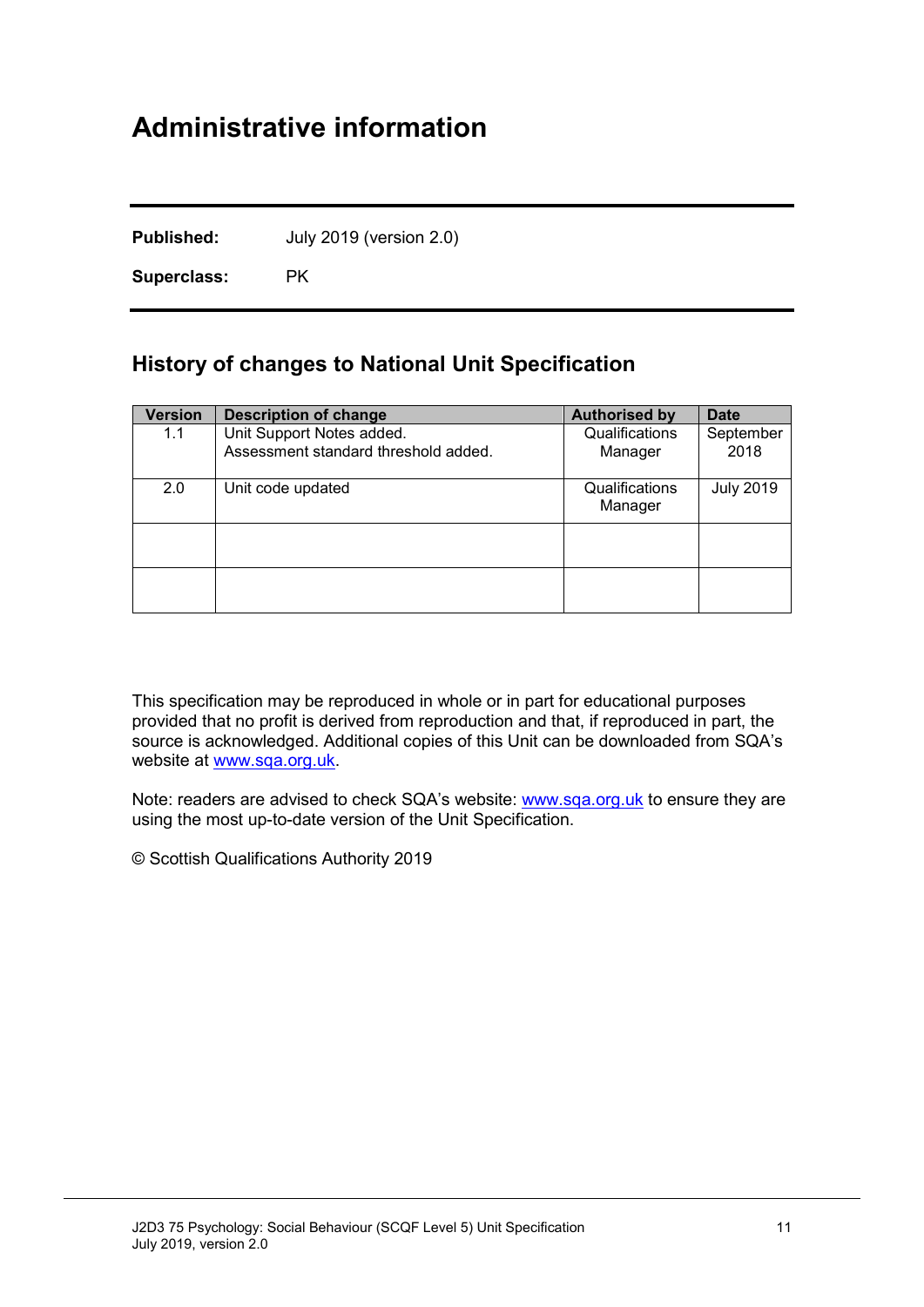# Administrative information

**Published:** July 2019 (version 2.0)

**Superclass:** PK

## History of changes to National Unit Specification

| Version | Description of change | Authorised by | Date |
|---|---|---|---|
| 1.1 | Unit Support Notes added. Assessment standard threshold added. | Qualifications Manager | September 2018 |
| 2.0 | Unit code updated | Qualifications Manager | July 2019 |
| | | | |
| | | | |

This specification may be reproduced in whole or in part for educational purposes provided that no profit is derived from reproduction and that, if reproduced in part, the source is acknowledged. Additional copies of this Unit can be downloaded from SQA's website at www.sqa.org.uk.

Note: readers are advised to check SQA's website: www.sqa.org.uk to ensure they are using the most up-to-date version of the Unit Specification.

© Scottish Qualifications Authority 2019